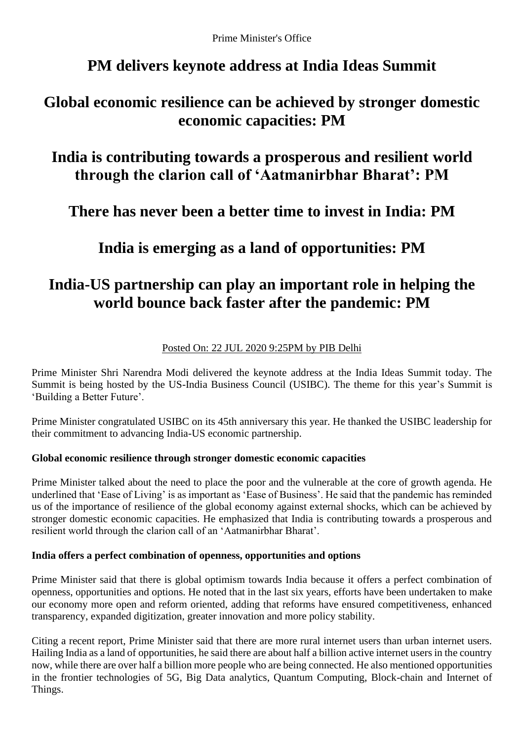Prime Minister's Office

# PM delivers keynote address at India Ideas Summit

# Global economic resilience can be achieved by stronger domestic economic capacities: PM

# India is contributing towards a prosperous and resilient world through the clarion call of 'Aatmanirbhar Bharat': PM

# There has never been a better time to invest in India: PM

# India is emerging as a land of opportunities: PM

# India-US partnership can play an important role in helping the world bounce back faster after the pandemic: PM

Posted On: 22 JUL 2020 9:25PM by PIB Delhi

Prime Minister Shri Narendra Modi delivered the keynote address at the India Ideas Summit today. The Summit is being hosted by the US-India Business Council (USIBC). The theme for this year's Summit is 'Building a Better Future'.

Prime Minister congratulated USIBC on its 45th anniversary this year. He thanked the USIBC leadership for their commitment to advancing India-US economic partnership.

**Global economic resilience through stronger domestic economic capacities**

Prime Minister talked about the need to place the poor and the vulnerable at the core of growth agenda. He underlined that 'Ease of Living' is as important as 'Ease of Business'. He said that the pandemic has reminded us of the importance of resilience of the global economy against external shocks, which can be achieved by stronger domestic economic capacities. He emphasized that India is contributing towards a prosperous and resilient world through the clarion call of an 'Aatmanirbhar Bharat'.

**India offers a perfect combination of openness, opportunities and options**

Prime Minister said that there is global optimism towards India because it offers a perfect combination of openness, opportunities and options. He noted that in the last six years, efforts have been undertaken to make our economy more open and reform oriented, adding that reforms have ensured competitiveness, enhanced transparency, expanded digitization, greater innovation and more policy stability.

Citing a recent report, Prime Minister said that there are more rural internet users than urban internet users. Hailing India as a land of opportunities, he said there are about half a billion active internet users in the country now, while there are over half a billion more people who are being connected. He also mentioned opportunities in the frontier technologies of 5G, Big Data analytics, Quantum Computing, Block-chain and Internet of Things.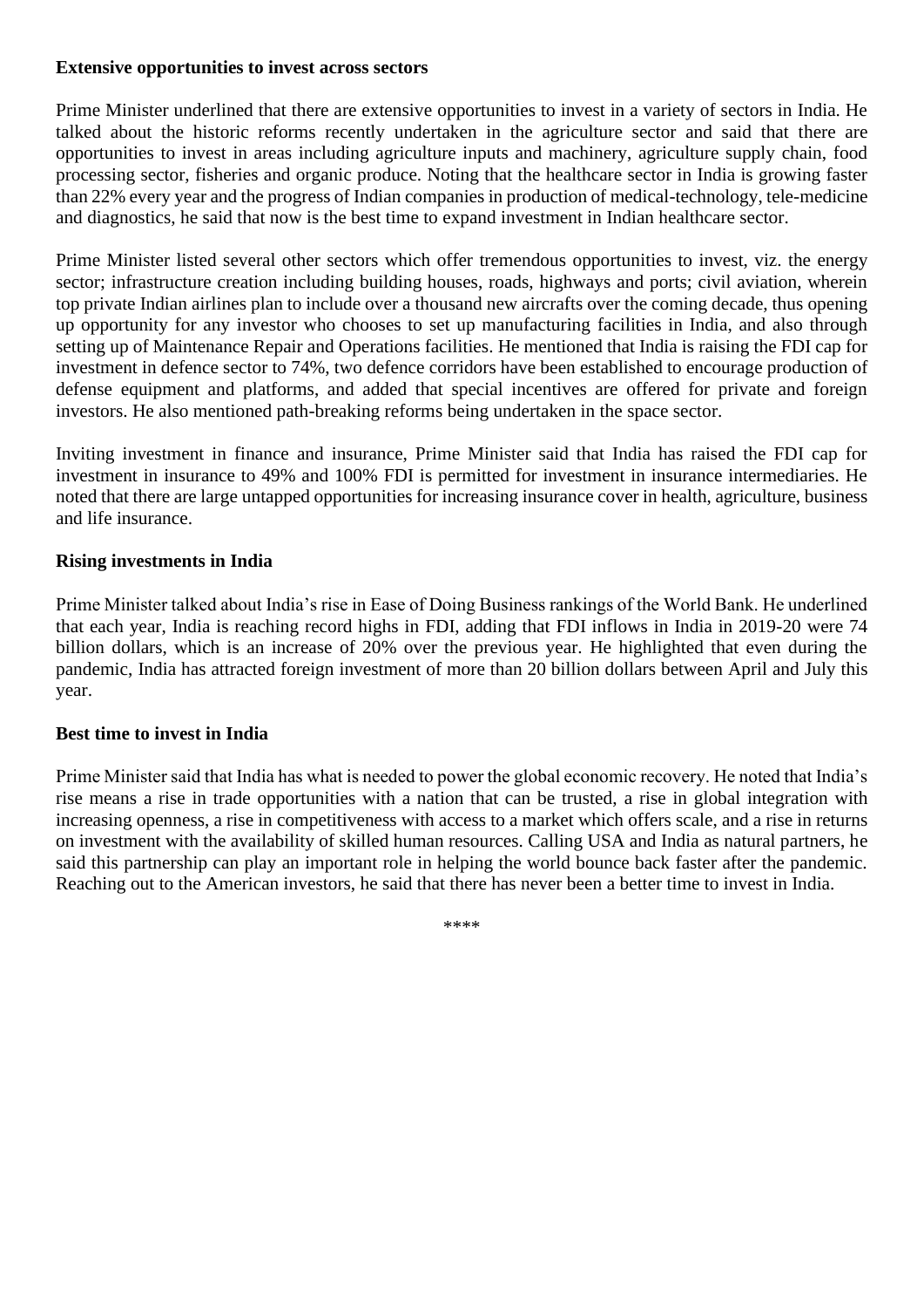**Extensive opportunities to invest across sectors**

Prime Minister underlined that there are extensive opportunities to invest in a variety of sectors in India. He talked about the historic reforms recently undertaken in the agriculture sector and said that there are opportunities to invest in areas including agriculture inputs and machinery, agriculture supply chain, food processing sector, fisheries and organic produce. Noting that the healthcare sector in India is growing faster than 22% every year and the progress of Indian companies in production of medical-technology, tele-medicine and diagnostics, he said that now is the best time to expand investment in Indian healthcare sector.

Prime Minister listed several other sectors which offer tremendous opportunities to invest, viz. the energy sector; infrastructure creation including building houses, roads, highways and ports; civil aviation, wherein top private Indian airlines plan to include over a thousand new aircrafts over the coming decade, thus opening up opportunity for any investor who chooses to set up manufacturing facilities in India, and also through setting up of Maintenance Repair and Operations facilities. He mentioned that India is raising the FDI cap for investment in defence sector to 74%, two defence corridors have been established to encourage production of defense equipment and platforms, and added that special incentives are offered for private and foreign investors. He also mentioned path-breaking reforms being undertaken in the space sector.

Inviting investment in finance and insurance, Prime Minister said that India has raised the FDI cap for investment in insurance to 49% and 100% FDI is permitted for investment in insurance intermediaries. He noted that there are large untapped opportunities for increasing insurance cover in health, agriculture, business and life insurance.

**Rising investments in India**

Prime Minister talked about India's rise in Ease of Doing Business rankings of the World Bank. He underlined that each year, India is reaching record highs in FDI, adding that FDI inflows in India in 2019-20 were 74 billion dollars, which is an increase of 20% over the previous year. He highlighted that even during the pandemic, India has attracted foreign investment of more than 20 billion dollars between April and July this year.

**Best time to invest in India**

Prime Minister said that India has what is needed to power the global economic recovery. He noted that India's rise means a rise in trade opportunities with a nation that can be trusted, a rise in global integration with increasing openness, a rise in competitiveness with access to a market which offers scale, and a rise in returns on investment with the availability of skilled human resources. Calling USA and India as natural partners, he said this partnership can play an important role in helping the world bounce back faster after the pandemic. Reaching out to the American investors, he said that there has never been a better time to invest in India.

****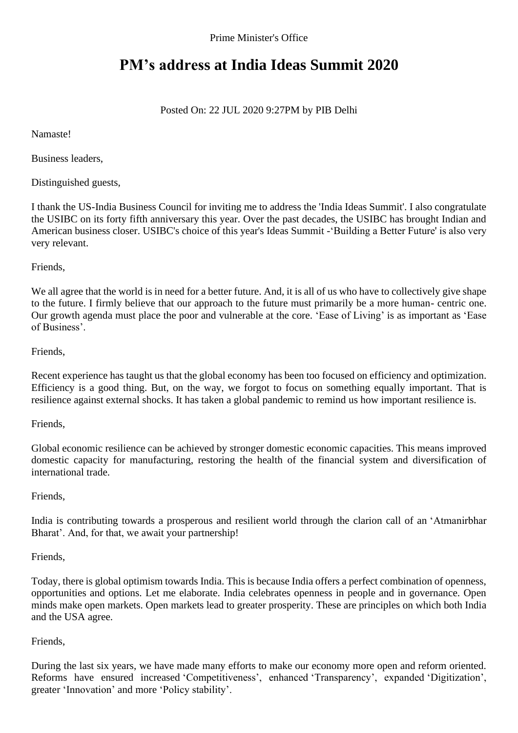Prime Minister's Office

# PM’s address at India Ideas Summit 2020

Posted On: 22 JUL 2020 9:27PM by PIB Delhi

Namaste!

Business leaders,

Distinguished guests,

I thank the US-India Business Council for inviting me to address the 'India Ideas Summit'. I also congratulate the USIBC on its forty fifth anniversary this year. Over the past decades, the USIBC has brought Indian and American business closer. USIBC's choice of this year's Ideas Summit -‘Building a Better Future' is also very very relevant.

Friends,

We all agree that the world is in need for a better future. And, it is all of us who have to collectively give shape to the future. I firmly believe that our approach to the future must primarily be a more human- centric one. Our growth agenda must place the poor and vulnerable at the core. ‘Ease of Living’ is as important as ‘Ease of Business’.

Friends,

Recent experience has taught us that the global economy has been too focused on efficiency and optimization. Efficiency is a good thing. But, on the way, we forgot to focus on something equally important. That is resilience against external shocks. It has taken a global pandemic to remind us how important resilience is.

Friends,

Global economic resilience can be achieved by stronger domestic economic capacities. This means improved domestic capacity for manufacturing, restoring the health of the financial system and diversification of international trade.

Friends,

India is contributing towards a prosperous and resilient world through the clarion call of an ‘Atmanirbhar Bharat’. And, for that, we await your partnership!

Friends,

Today, there is global optimism towards India. This is because India offers a perfect combination of openness, opportunities and options. Let me elaborate. India celebrates openness in people and in governance. Open minds make open markets. Open markets lead to greater prosperity. These are principles on which both India and the USA agree.

Friends,

During the last six years, we have made many efforts to make our economy more open and reform oriented. Reforms have ensured increased ‘Competitiveness’, enhanced ‘Transparency’, expanded ‘Digitization’, greater ‘Innovation’ and more ‘Policy stability’.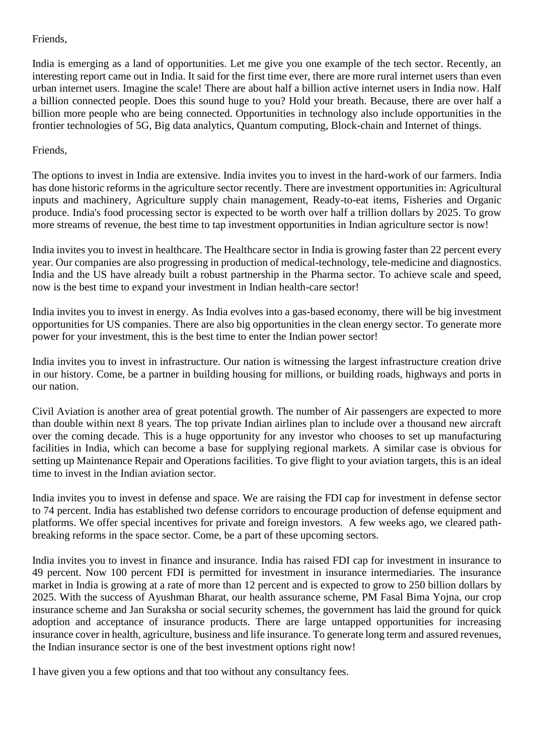Friends,

India is emerging as a land of opportunities. Let me give you one example of the tech sector. Recently, an interesting report came out in India. It said for the first time ever, there are more rural internet users than even urban internet users. Imagine the scale! There are about half a billion active internet users in India now. Half a billion connected people. Does this sound huge to you? Hold your breath. Because, there are over half a billion more people who are being connected. Opportunities in technology also include opportunities in the frontier technologies of 5G, Big data analytics, Quantum computing, Block-chain and Internet of things.

Friends,

The options to invest in India are extensive. India invites you to invest in the hard-work of our farmers. India has done historic reforms in the agriculture sector recently. There are investment opportunities in: Agricultural inputs and machinery, Agriculture supply chain management, Ready-to-eat items, Fisheries and Organic produce. India's food processing sector is expected to be worth over half a trillion dollars by 2025. To grow more streams of revenue, the best time to tap investment opportunities in Indian agriculture sector is now!

India invites you to invest in healthcare. The Healthcare sector in India is growing faster than 22 percent every year. Our companies are also progressing in production of medical-technology, tele-medicine and diagnostics. India and the US have already built a robust partnership in the Pharma sector. To achieve scale and speed, now is the best time to expand your investment in Indian health-care sector!

India invites you to invest in energy. As India evolves into a gas-based economy, there will be big investment opportunities for US companies. There are also big opportunities in the clean energy sector. To generate more power for your investment, this is the best time to enter the Indian power sector!

India invites you to invest in infrastructure. Our nation is witnessing the largest infrastructure creation drive in our history. Come, be a partner in building housing for millions, or building roads, highways and ports in our nation.

Civil Aviation is another area of great potential growth. The number of Air passengers are expected to more than double within next 8 years. The top private Indian airlines plan to include over a thousand new aircraft over the coming decade. This is a huge opportunity for any investor who chooses to set up manufacturing facilities in India, which can become a base for supplying regional markets. A similar case is obvious for setting up Maintenance Repair and Operations facilities. To give flight to your aviation targets, this is an ideal time to invest in the Indian aviation sector.

India invites you to invest in defense and space. We are raising the FDI cap for investment in defense sector to 74 percent. India has established two defense corridors to encourage production of defense equipment and platforms. We offer special incentives for private and foreign investors. A few weeks ago, we cleared path-breaking reforms in the space sector. Come, be a part of these upcoming sectors.

India invites you to invest in finance and insurance. India has raised FDI cap for investment in insurance to 49 percent. Now 100 percent FDI is permitted for investment in insurance intermediaries. The insurance market in India is growing at a rate of more than 12 percent and is expected to grow to 250 billion dollars by 2025. With the success of Ayushman Bharat, our health assurance scheme, PM Fasal Bima Yojna, our crop insurance scheme and Jan Suraksha or social security schemes, the government has laid the ground for quick adoption and acceptance of insurance products. There are large untapped opportunities for increasing insurance cover in health, agriculture, business and life insurance. To generate long term and assured revenues, the Indian insurance sector is one of the best investment options right now!

I have given you a few options and that too without any consultancy fees.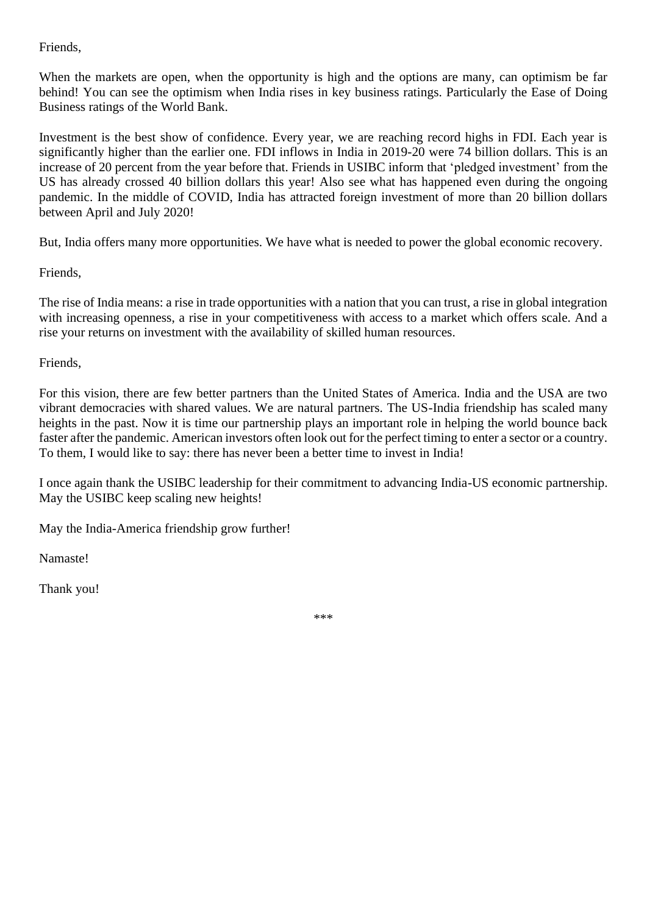Friends,

When the markets are open, when the opportunity is high and the options are many, can optimism be far behind! You can see the optimism when India rises in key business ratings. Particularly the Ease of Doing Business ratings of the World Bank.

Investment is the best show of confidence. Every year, we are reaching record highs in FDI. Each year is significantly higher than the earlier one. FDI inflows in India in 2019-20 were 74 billion dollars. This is an increase of 20 percent from the year before that. Friends in USIBC inform that 'pledged investment' from the US has already crossed 40 billion dollars this year! Also see what has happened even during the ongoing pandemic. In the middle of COVID, India has attracted foreign investment of more than 20 billion dollars between April and July 2020!

But, India offers many more opportunities. We have what is needed to power the global economic recovery.

Friends,

The rise of India means: a rise in trade opportunities with a nation that you can trust, a rise in global integration with increasing openness, a rise in your competitiveness with access to a market which offers scale. And a rise your returns on investment with the availability of skilled human resources.

Friends,

For this vision, there are few better partners than the United States of America. India and the USA are two vibrant democracies with shared values. We are natural partners. The US-India friendship has scaled many heights in the past. Now it is time our partnership plays an important role in helping the world bounce back faster after the pandemic. American investors often look out for the perfect timing to enter a sector or a country. To them, I would like to say: there has never been a better time to invest in India!

I once again thank the USIBC leadership for their commitment to advancing India-US economic partnership. May the USIBC keep scaling new heights!

May the India-America friendship grow further!

Namaste!

Thank you!

***